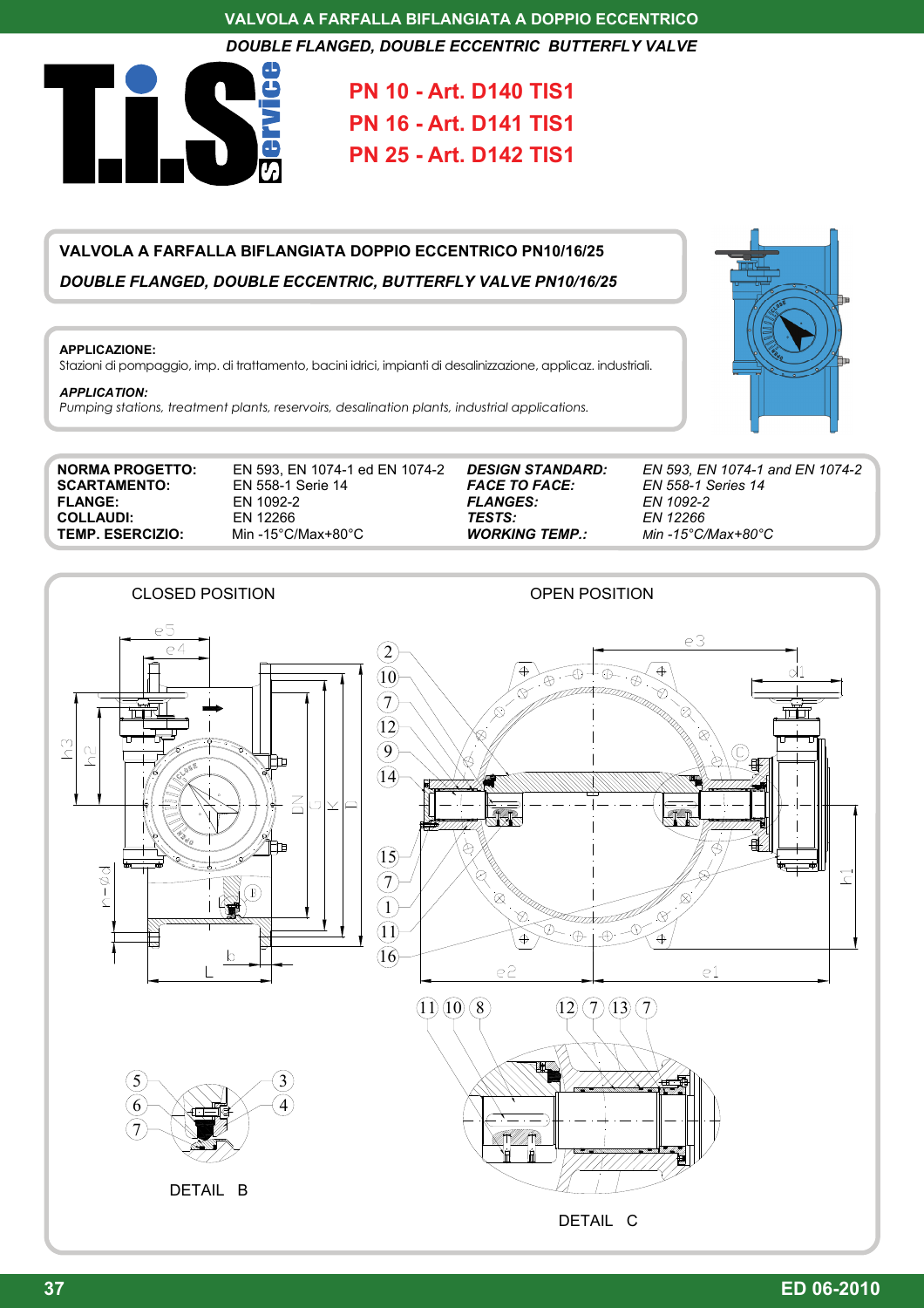# VALVOLA A FARFALLA BIFLANGIATA A DOPPIO ECCENTRICO

*DOUBLE FLANGED, DOUBLE ECCENTRIC BUTTERFLY VALVE*

## PN 10 - Art. D140 TIS1
## PN 16 - Art. D141 TIS1
## PN 25 - Art. D142 TIS1

### VALVOLA A FARFALLA BIFLANGIATA DOPPIO ECCENTRICO PN10/16/25

### *DOUBLE FLANGED, DOUBLE ECCENTRIC, BUTTERFLY VALVE PN10/16/25*

**APPLICAZIONE:**
Stazioni di pompaggio, imp. di trattamento, bacini idrici, impianti di desalinizzazione, applicaz. industriali.

***APPLICATION:***
*Pumping stations, treatment plants, reservoirs, desalination plants, industrial applications.*

| | | | |
|---|---|---|---|
| **NORMA PROGETTO:** | EN 593, EN 1074-1 ed EN 1074-2 | ***DESIGN STANDARD:*** | *EN 593, EN 1074-1 and EN 1074-2* |
| **SCARTAMENTO:** | EN 558-1 Serie 14 | ***FACE TO FACE:*** | *EN 558-1 Series 14* |
| **FLANGE:** | EN 1092-2 | ***FLANGES:*** | *EN 1092-2* |
| **COLLAUDI:** | EN 12266 | ***TESTS:*** | *EN 12266* |
| **TEMP. ESERCIZIO:** | Min -15°C/Max+80°C | ***WORKING TEMP.:*** | *Min -15°C/Max+80°C* |

CLOSED POSITION

OPEN POSITION

DETAIL B

DETAIL C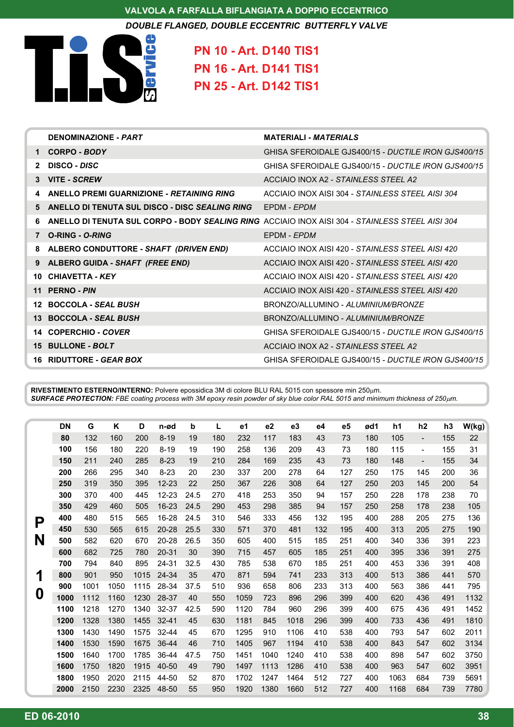# VALVOLA A FARFALLA BIFLANGIATA A DOPPIO ECCENTRICO

*DOUBLE FLANGED, DOUBLE ECCENTRIC BUTTERFLY VALVE*

T.i.S service

## PN 10 - Art. D140 TIS1
## PN 16 - Art. D141 TIS1
## PN 25 - Art. D142 TIS1

| | DENOMINAZIONE - *PART* | MATERIALI - *MATERIALS* |
|---|---|---|
| 1 | CORPO - *BODY* | GHISA SFEROIDALE GJS400/15 - *DUCTILE IRON GJS400/15* |
| 2 | DISCO - *DISC* | GHISA SFEROIDALE GJS400/15 - *DUCTILE IRON GJS400/15* |
| 3 | VITE - *SCREW* | ACCIAIO INOX A2 - *STAINLESS STEEL A2* |
| 4 | ANELLO PREMI GUARNIZIONE - *RETAINING RING* | ACCIAIO INOX AISI 304 - *STAINLESS STEEL AISI 304* |
| 5 | ANELLO DI TENUTA SUL DISCO - DISC *SEALING RING* | EPDM - *EPDM* |
| 6 | ANELLO DI TENUTA SUL CORPO - BODY *SEALING RING* | ACCIAIO INOX AISI 304 - *STAINLESS STEEL AISI 304* |
| 7 | O-RING - *O-RING* | EPDM - *EPDM* |
| 8 | ALBERO CONDUTTORE - *SHAFT (DRIVEN END)* | ACCIAIO INOX AISI 420 - *STAINLESS STEEL AISI 420* |
| 9 | ALBERO GUIDA - *SHAFT (FREE END)* | ACCIAIO INOX AISI 420 - *STAINLESS STEEL AISI 420* |
| 10 | CHIAVETTA - *KEY* | ACCIAIO INOX AISI 420 - *STAINLESS STEEL AISI 420* |
| 11 | PERNO - *PIN* | ACCIAIO INOX AISI 420 - *STAINLESS STEEL AISI 420* |
| 12 | BOCCOLA - *SEAL BUSH* | BRONZO/ALLUMINO - *ALUMINIUM/BRONZE* |
| 13 | BOCCOLA - *SEAL BUSH* | BRONZO/ALLUMINO - *ALUMINIUM/BRONZE* |
| 14 | COPERCHIO - *COVER* | GHISA SFEROIDALE GJS400/15 - *DUCTILE IRON GJS400/15* |
| 15 | BULLONE - *BOLT* | ACCIAIO INOX A2 - *STAINLESS STEEL A2* |
| 16 | RIDUTTORE - *GEAR BOX* | GHISA SFEROIDALE GJS400/15 - *DUCTILE IRON GJS400/15* |

**RIVESTIMENTO ESTERNO/INTERNO:** Polvere epossidica 3M di colore BLU RAL 5015 con spessore min 250μm.
***SURFACE PROTECTION:*** *FBE coating process with 3M epoxy resin powder of sky blue color RAL 5015 and minimum thickness of 250μm.*

| | DN | G | K | D | n-ød | b | L | e1 | e2 | e3 | e4 | e5 | ød1 | h1 | h2 | h3 | W(kg) |
|---|---|---|---|---|---|---|---|---|---|---|---|---|---|---|---|---|---|
| PN 10 | 80 | 132 | 160 | 200 | 8-19 | 19 | 180 | 232 | 117 | 183 | 43 | 73 | 180 | 105 | - | 155 | 22 |
| | 100 | 156 | 180 | 220 | 8-19 | 19 | 190 | 258 | 136 | 209 | 43 | 73 | 180 | 115 | - | 155 | 31 |
| | 150 | 211 | 240 | 285 | 8-23 | 19 | 210 | 284 | 169 | 235 | 43 | 73 | 180 | 148 | - | 155 | 34 |
| | 200 | 266 | 295 | 340 | 8-23 | 20 | 230 | 337 | 200 | 278 | 64 | 127 | 250 | 175 | 145 | 200 | 36 |
| | 250 | 319 | 350 | 395 | 12-23 | 22 | 250 | 367 | 226 | 308 | 64 | 127 | 250 | 203 | 145 | 200 | 54 |
| | 300 | 370 | 400 | 445 | 12-23 | 24.5 | 270 | 418 | 253 | 350 | 94 | 157 | 250 | 228 | 178 | 238 | 70 |
| | 350 | 429 | 460 | 505 | 16-23 | 24.5 | 290 | 453 | 298 | 385 | 94 | 157 | 250 | 258 | 178 | 238 | 105 |
| | 400 | 480 | 515 | 565 | 16-28 | 24.5 | 310 | 546 | 333 | 456 | 132 | 195 | 400 | 288 | 205 | 275 | 136 |
| | 450 | 530 | 565 | 615 | 20-28 | 25.5 | 330 | 571 | 370 | 481 | 132 | 195 | 400 | 313 | 205 | 275 | 190 |
| | 500 | 582 | 620 | 670 | 20-28 | 26.5 | 350 | 605 | 400 | 515 | 185 | 251 | 400 | 340 | 336 | 391 | 223 |
| | 600 | 682 | 725 | 780 | 20-31 | 30 | 390 | 715 | 457 | 605 | 185 | 251 | 400 | 395 | 336 | 391 | 275 |
| | 700 | 794 | 840 | 895 | 24-31 | 32.5 | 430 | 785 | 538 | 670 | 185 | 251 | 400 | 453 | 336 | 391 | 408 |
| | 800 | 901 | 950 | 1015 | 24-34 | 35 | 470 | 871 | 594 | 741 | 233 | 313 | 400 | 513 | 386 | 441 | 570 |
| | 900 | 1001 | 1050 | 1115 | 28-34 | 37.5 | 510 | 936 | 658 | 806 | 233 | 313 | 400 | 563 | 386 | 441 | 795 |
| | 1000 | 1112 | 1160 | 1230 | 28-37 | 40 | 550 | 1059 | 723 | 896 | 296 | 399 | 400 | 620 | 436 | 491 | 1132 |
| | 1100 | 1218 | 1270 | 1340 | 32-37 | 42.5 | 590 | 1120 | 784 | 960 | 296 | 399 | 400 | 675 | 436 | 491 | 1452 |
| | 1200 | 1328 | 1380 | 1455 | 32-41 | 45 | 630 | 1181 | 845 | 1018 | 296 | 399 | 400 | 733 | 436 | 491 | 1810 |
| | 1300 | 1430 | 1490 | 1575 | 32-44 | 45 | 670 | 1295 | 910 | 1106 | 410 | 538 | 400 | 793 | 547 | 602 | 2011 |
| | 1400 | 1530 | 1590 | 1675 | 36-44 | 46 | 710 | 1405 | 967 | 1194 | 410 | 538 | 400 | 843 | 547 | 602 | 3134 |
| | 1500 | 1640 | 1700 | 1785 | 36-44 | 47.5 | 750 | 1451 | 1040 | 1240 | 410 | 538 | 400 | 898 | 547 | 602 | 3750 |
| | 1600 | 1750 | 1820 | 1915 | 40-50 | 49 | 790 | 1497 | 1113 | 1286 | 410 | 538 | 400 | 963 | 547 | 602 | 3951 |
| | 1800 | 1950 | 2020 | 2115 | 44-50 | 52 | 870 | 1702 | 1247 | 1464 | 512 | 727 | 400 | 1063 | 684 | 739 | 5691 |
| | 2000 | 2150 | 2230 | 2325 | 48-50 | 55 | 950 | 1920 | 1380 | 1660 | 512 | 727 | 400 | 1168 | 684 | 739 | 7780 |

ED 06-2010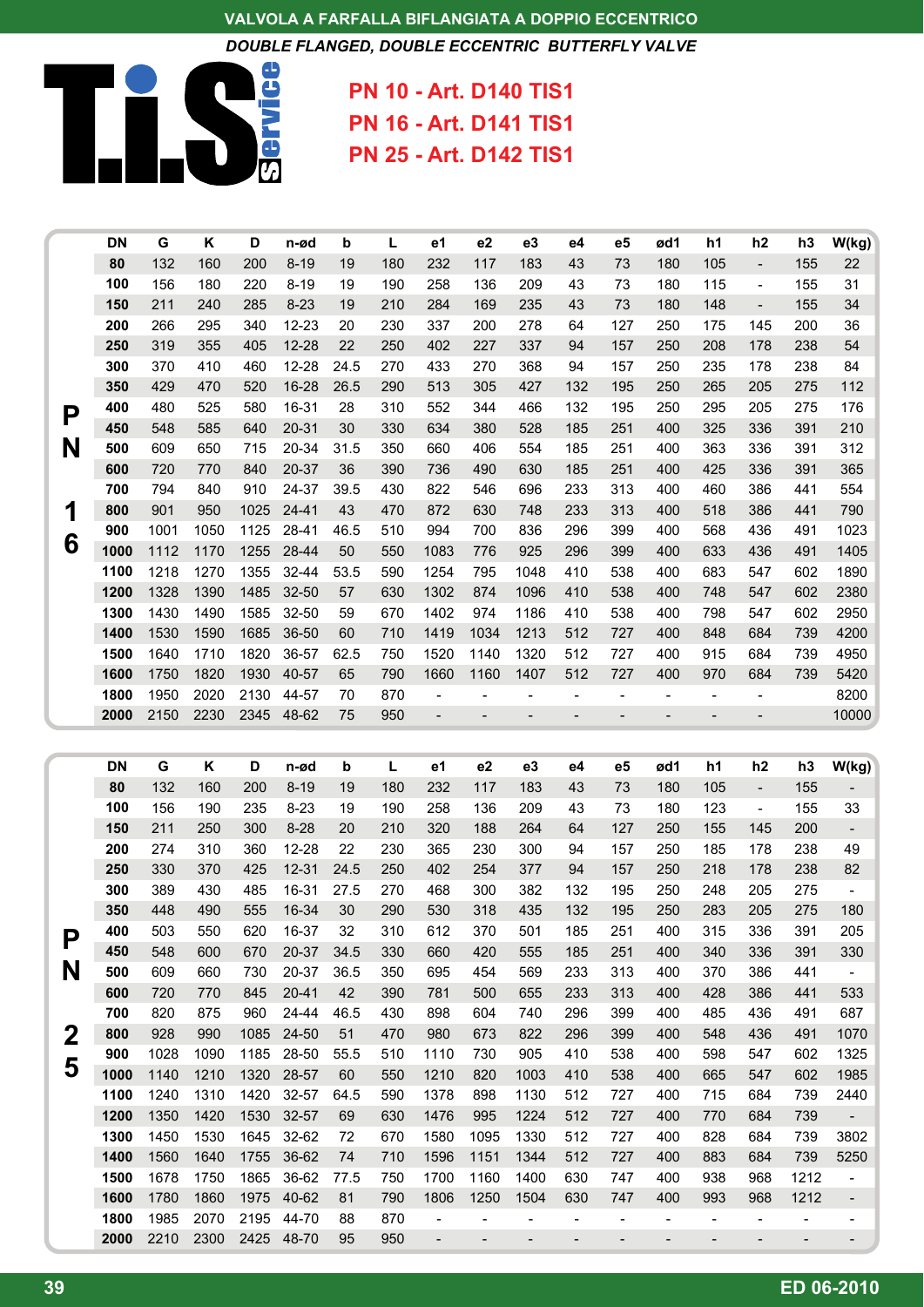# VALVOLA A FARFALLA BIFLANGIATA A DOPPIO ECCENTRICO

*DOUBLE FLANGED, DOUBLE ECCENTRIC BUTTERFLY VALVE*

T.i.S service

**PN 10 - Art. D140 TIS1**
**PN 16 - Art. D141 TIS1**
**PN 25 - Art. D142 TIS1**

## PN 16

| DN | G | K | D | n-ød | b | L | e1 | e2 | e3 | e4 | e5 | ød1 | h1 | h2 | h3 | W(kg) |
|---|---|---|---|---|---|---|---|---|---|---|---|---|---|---|---|---|
| 80 | 132 | 160 | 200 | 8-19 | 19 | 180 | 232 | 117 | 183 | 43 | 73 | 180 | 105 | - | 155 | 22 |
| 100 | 156 | 180 | 220 | 8-19 | 19 | 190 | 258 | 136 | 209 | 43 | 73 | 180 | 115 | - | 155 | 31 |
| 150 | 211 | 240 | 285 | 8-23 | 19 | 210 | 284 | 169 | 235 | 43 | 73 | 180 | 148 | - | 155 | 34 |
| 200 | 266 | 295 | 340 | 12-23 | 20 | 230 | 337 | 200 | 278 | 64 | 127 | 250 | 175 | 145 | 200 | 36 |
| 250 | 319 | 355 | 405 | 12-28 | 22 | 250 | 402 | 227 | 337 | 94 | 157 | 250 | 208 | 178 | 238 | 54 |
| 300 | 370 | 410 | 460 | 12-28 | 24.5 | 270 | 433 | 270 | 368 | 94 | 157 | 250 | 235 | 178 | 238 | 84 |
| 350 | 429 | 470 | 520 | 16-28 | 26.5 | 290 | 513 | 305 | 427 | 132 | 195 | 250 | 265 | 205 | 275 | 112 |
| 400 | 480 | 525 | 580 | 16-31 | 28 | 310 | 552 | 344 | 466 | 132 | 195 | 250 | 295 | 205 | 275 | 176 |
| 450 | 548 | 585 | 640 | 20-31 | 30 | 330 | 634 | 380 | 528 | 185 | 251 | 400 | 325 | 336 | 391 | 210 |
| 500 | 609 | 650 | 715 | 20-34 | 31.5 | 350 | 660 | 406 | 554 | 185 | 251 | 400 | 363 | 336 | 391 | 312 |
| 600 | 720 | 770 | 840 | 20-37 | 36 | 390 | 736 | 490 | 630 | 185 | 251 | 400 | 425 | 336 | 391 | 365 |
| 700 | 794 | 840 | 910 | 24-37 | 39.5 | 430 | 822 | 546 | 696 | 233 | 313 | 400 | 460 | 386 | 441 | 554 |
| 800 | 901 | 950 | 1025 | 24-41 | 43 | 470 | 872 | 630 | 748 | 233 | 313 | 400 | 518 | 386 | 441 | 790 |
| 900 | 1001 | 1050 | 1125 | 28-41 | 46.5 | 510 | 994 | 700 | 836 | 296 | 399 | 400 | 568 | 436 | 491 | 1023 |
| 1000 | 1112 | 1170 | 1255 | 28-44 | 50 | 550 | 1083 | 776 | 925 | 296 | 399 | 400 | 633 | 436 | 491 | 1405 |
| 1100 | 1218 | 1270 | 1355 | 32-44 | 53.5 | 590 | 1254 | 795 | 1048 | 410 | 538 | 400 | 683 | 547 | 602 | 1890 |
| 1200 | 1328 | 1390 | 1485 | 32-50 | 57 | 630 | 1302 | 874 | 1096 | 410 | 538 | 400 | 748 | 547 | 602 | 2380 |
| 1300 | 1430 | 1490 | 1585 | 32-50 | 59 | 670 | 1402 | 974 | 1186 | 410 | 538 | 400 | 798 | 547 | 602 | 2950 |
| 1400 | 1530 | 1590 | 1685 | 36-50 | 60 | 710 | 1419 | 1034 | 1213 | 512 | 727 | 400 | 848 | 684 | 739 | 4200 |
| 1500 | 1640 | 1710 | 1820 | 36-57 | 62.5 | 750 | 1520 | 1140 | 1320 | 512 | 727 | 400 | 915 | 684 | 739 | 4950 |
| 1600 | 1750 | 1820 | 1930 | 40-57 | 65 | 790 | 1660 | 1160 | 1407 | 512 | 727 | 400 | 970 | 684 | 739 | 5420 |
| 1800 | 1950 | 2020 | 2130 | 44-57 | 70 | 870 | - | - | - | - | - | - | - | - | | 8200 |
| 2000 | 2150 | 2230 | 2345 | 48-62 | 75 | 950 | - | - | - | - | - | - | - | - | | 10000 |

## PN 25

| DN | G | K | D | n-ød | b | L | e1 | e2 | e3 | e4 | e5 | ød1 | h1 | h2 | h3 | W(kg) |
|---|---|---|---|---|---|---|---|---|---|---|---|---|---|---|---|---|
| 80 | 132 | 160 | 200 | 8-19 | 19 | 180 | 232 | 117 | 183 | 43 | 73 | 180 | 105 | - | 155 | - |
| 100 | 156 | 190 | 235 | 8-23 | 19 | 190 | 258 | 136 | 209 | 43 | 73 | 180 | 123 | - | 155 | 33 |
| 150 | 211 | 250 | 300 | 8-28 | 20 | 210 | 320 | 188 | 264 | 64 | 127 | 250 | 155 | 145 | 200 | - |
| 200 | 274 | 310 | 360 | 12-28 | 22 | 230 | 365 | 230 | 300 | 94 | 157 | 250 | 185 | 178 | 238 | 49 |
| 250 | 330 | 370 | 425 | 12-31 | 24.5 | 250 | 402 | 254 | 377 | 94 | 157 | 250 | 218 | 178 | 238 | 82 |
| 300 | 389 | 430 | 485 | 16-31 | 27.5 | 270 | 468 | 300 | 382 | 132 | 195 | 250 | 248 | 205 | 275 | - |
| 350 | 448 | 490 | 555 | 16-34 | 30 | 290 | 530 | 318 | 435 | 132 | 195 | 250 | 283 | 205 | 275 | 180 |
| 400 | 503 | 550 | 620 | 16-37 | 32 | 310 | 612 | 370 | 501 | 185 | 251 | 400 | 315 | 336 | 391 | 205 |
| 450 | 548 | 600 | 670 | 20-37 | 34.5 | 330 | 660 | 420 | 555 | 185 | 251 | 400 | 340 | 336 | 391 | 330 |
| 500 | 609 | 660 | 730 | 20-37 | 36.5 | 350 | 695 | 454 | 569 | 233 | 313 | 400 | 370 | 386 | 441 | - |
| 600 | 720 | 770 | 845 | 20-41 | 42 | 390 | 781 | 500 | 655 | 233 | 313 | 400 | 428 | 386 | 441 | 533 |
| 700 | 820 | 875 | 960 | 24-44 | 46.5 | 430 | 898 | 604 | 740 | 296 | 399 | 400 | 485 | 436 | 491 | 687 |
| 800 | 928 | 990 | 1085 | 24-50 | 51 | 470 | 980 | 673 | 822 | 296 | 399 | 400 | 548 | 436 | 491 | 1070 |
| 900 | 1028 | 1090 | 1185 | 28-50 | 55.5 | 510 | 1110 | 730 | 905 | 410 | 538 | 400 | 598 | 547 | 602 | 1325 |
| 1000 | 1140 | 1210 | 1320 | 28-57 | 60 | 550 | 1210 | 820 | 1003 | 410 | 538 | 400 | 665 | 547 | 602 | 1985 |
| 1100 | 1240 | 1310 | 1420 | 32-57 | 64.5 | 590 | 1378 | 898 | 1130 | 512 | 727 | 400 | 715 | 684 | 739 | 2440 |
| 1200 | 1350 | 1420 | 1530 | 32-57 | 69 | 630 | 1476 | 995 | 1224 | 512 | 727 | 400 | 770 | 684 | 739 | - |
| 1300 | 1450 | 1530 | 1645 | 32-62 | 72 | 670 | 1580 | 1095 | 1330 | 512 | 727 | 400 | 828 | 684 | 739 | 3802 |
| 1400 | 1560 | 1640 | 1755 | 36-62 | 74 | 710 | 1596 | 1151 | 1344 | 512 | 727 | 400 | 883 | 684 | 739 | 5250 |
| 1500 | 1678 | 1750 | 1865 | 36-62 | 77.5 | 750 | 1700 | 1160 | 1400 | 630 | 747 | 400 | 938 | 968 | 1212 | - |
| 1600 | 1780 | 1860 | 1975 | 40-62 | 81 | 790 | 1806 | 1250 | 1504 | 630 | 747 | 400 | 993 | 968 | 1212 | - |
| 1800 | 1985 | 2070 | 2195 | 44-70 | 88 | 870 | - | - | - | - | - | - | - | - | - | - |
| 2000 | 2210 | 2300 | 2425 | 48-70 | 95 | 950 | - | - | - | - | - | - | - | - | - | - |

ED 06-2010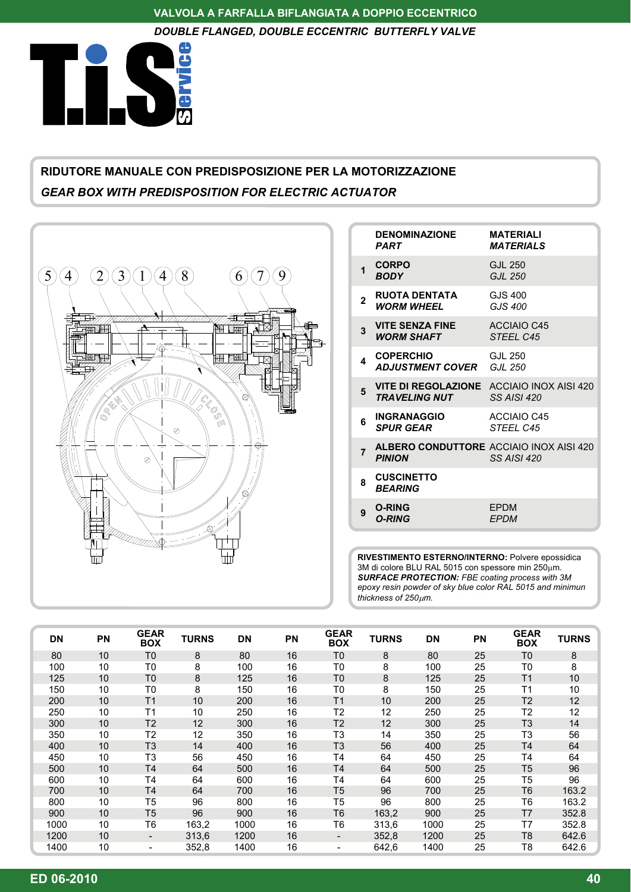VALVOLA A FARFALLA BIFLANGIATA A DOPPIO ECCENTRICO

*DOUBLE FLANGED, DOUBLE ECCENTRIC BUTTERFLY VALVE*

## RIDUTORE MANUALE CON PREDISPOSIZIONE PER LA MOTORIZZAZIONE

## *GEAR BOX WITH PREDISPOSITION FOR ELECTRIC ACTUATOR*

5 4 2 3 1 4 8 6 7 9

OPEN CLOSE

| | DENOMINAZIONE *PART* | MATERIALI *MATERIALS* |
|---|---|---|
| 1 | **CORPO** ***BODY*** | GJL 250 *GJL 250* |
| 2 | **RUOTA DENTATA** ***WORM WHEEL*** | GJS 400 *GJS 400* |
| 3 | **VITE SENZA FINE** ***WORM SHAFT*** | ACCIAIO C45 *STEEL C45* |
| 4 | **COPERCHIO** ***ADJUSTMENT COVER*** | GJL 250 *GJL 250* |
| 5 | **VITE DI REGOLAZIONE** ***TRAVELING NUT*** | ACCIAIO INOX AISI 420 *SS AISI 420* |
| 6 | **INGRANAGGIO** ***SPUR GEAR*** | ACCIAIO C45 *STEEL C45* |
| 7 | **ALBERO CONDUTTORE** ***PINION*** | ACCIAIO INOX AISI 420 *SS AISI 420* |
| 8 | **CUSCINETTO** ***BEARING*** | |
| 9 | **O-RING** ***O-RING*** | EPDM *EPDM* |

**RIVESTIMENTO ESTERNO/INTERNO:** Polvere epossidica 3M di colore BLU RAL 5015 con spessore min 250μm.
***SURFACE PROTECTION:*** *FBE coating process with 3M epoxy resin powder of sky blue color RAL 5015 and minimun thickness of 250μm.*

| DN | PN | GEAR BOX | TURNS | DN | PN | GEAR BOX | TURNS | DN | PN | GEAR BOX | TURNS |
|---|---|---|---|---|---|---|---|---|---|---|---|
| 80 | 10 | T0 | 8 | 80 | 16 | T0 | 8 | 80 | 25 | T0 | 8 |
| 100 | 10 | T0 | 8 | 100 | 16 | T0 | 8 | 100 | 25 | T0 | 8 |
| 125 | 10 | T0 | 8 | 125 | 16 | T0 | 8 | 125 | 25 | T1 | 10 |
| 150 | 10 | T0 | 8 | 150 | 16 | T0 | 8 | 150 | 25 | T1 | 10 |
| 200 | 10 | T1 | 10 | 200 | 16 | T1 | 10 | 200 | 25 | T2 | 12 |
| 250 | 10 | T1 | 10 | 250 | 16 | T2 | 12 | 250 | 25 | T2 | 12 |
| 300 | 10 | T2 | 12 | 300 | 16 | T2 | 12 | 300 | 25 | T3 | 14 |
| 350 | 10 | T2 | 12 | 350 | 16 | T3 | 14 | 350 | 25 | T3 | 56 |
| 400 | 10 | T3 | 14 | 400 | 16 | T3 | 56 | 400 | 25 | T4 | 64 |
| 450 | 10 | T3 | 56 | 450 | 16 | T4 | 64 | 450 | 25 | T4 | 64 |
| 500 | 10 | T4 | 64 | 500 | 16 | T4 | 64 | 500 | 25 | T5 | 96 |
| 600 | 10 | T4 | 64 | 600 | 16 | T4 | 64 | 600 | 25 | T5 | 96 |
| 700 | 10 | T4 | 64 | 700 | 16 | T5 | 96 | 700 | 25 | T6 | 163.2 |
| 800 | 10 | T5 | 96 | 800 | 16 | T5 | 96 | 800 | 25 | T6 | 163.2 |
| 900 | 10 | T5 | 96 | 900 | 16 | T6 | 163,2 | 900 | 25 | T7 | 352.8 |
| 1000 | 10 | T6 | 163,2 | 1000 | 16 | T6 | 313,6 | 1000 | 25 | T7 | 352.8 |
| 1200 | 10 | - | 313,6 | 1200 | 16 | - | 352,8 | 1200 | 25 | T8 | 642.6 |
| 1400 | 10 | - | 352,8 | 1400 | 16 | - | 642,6 | 1400 | 25 | T8 | 642.6 |

ED 06-2010